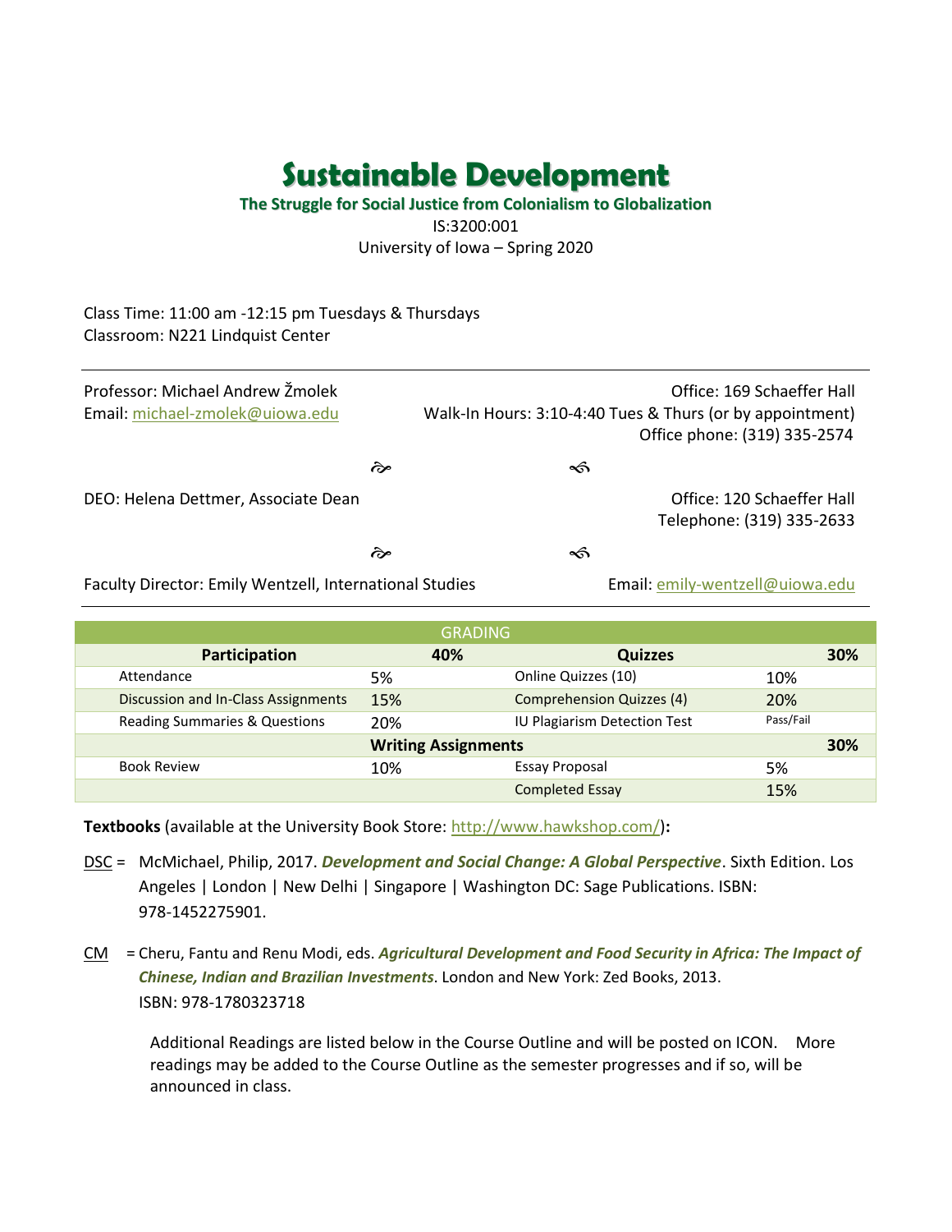# Sustainable Development

**The Struggle for Social Justice from Colonialism to Globalization**

IS:3200:001

University of Iowa – Spring 2020

Class Time: 11:00 am -12:15 pm Tuesdays & Thursdays
Classroom: N221 Lindquist Center

---

Professor: Michael Andrew Žmolek
Email: michael-zmolek@uiowa.edu

Office: 169 Schaeffer Hall
Walk-In Hours: 3:10-4:40 Tues & Thurs (or by appointment)
Office phone: (319) 335-2574

DEO: Helena Dettmer, Associate Dean

Office: 120 Schaeffer Hall
Telephone: (319) 335-2633

Faculty Director: Emily Wentzell, International Studies

Email: emily-wentzell@uiowa.edu

---

| GRADING | | | |
|---|---|---|---|
| **Participation** | **40%** | **Quizzes** | **30%** |
| Attendance | 5% | Online Quizzes (10) | 10% |
| Discussion and In-Class Assignments | 15% | Comprehension Quizzes (4) | 20% |
| Reading Summaries & Questions | 20% | IU Plagiarism Detection Test | Pass/Fail |
| **Writing Assignments** | | | **30%** |
| Book Review | 10% | Essay Proposal | 5% |
| | | Completed Essay | 15% |

**Textbooks** (available at the University Book Store: http://www.hawkshop.com/)**:**

DSC = McMichael, Philip, 2017. ***Development and Social Change: A Global Perspective***. Sixth Edition. Los Angeles | London | New Delhi | Singapore | Washington DC: Sage Publications. ISBN: 978-1452275901.

CM = Cheru, Fantu and Renu Modi, eds. ***Agricultural Development and Food Security in Africa: The Impact of Chinese, Indian and Brazilian Investments***. London and New York: Zed Books, 2013. ISBN: 978-1780323718

Additional Readings are listed below in the Course Outline and will be posted on ICON. More readings may be added to the Course Outline as the semester progresses and if so, will be announced in class.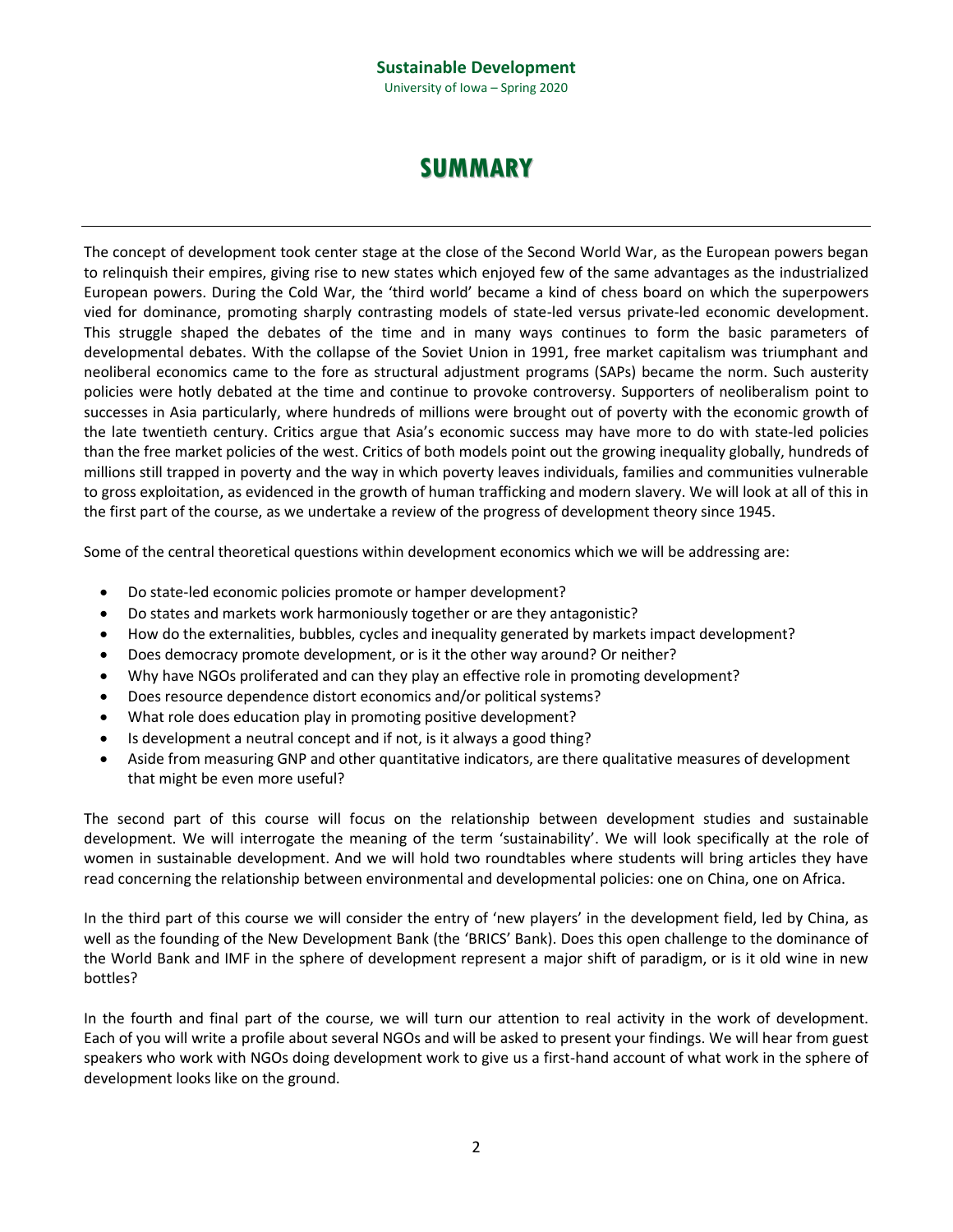# SUMMARY

The concept of development took center stage at the close of the Second World War, as the European powers began to relinquish their empires, giving rise to new states which enjoyed few of the same advantages as the industrialized European powers. During the Cold War, the 'third world' became a kind of chess board on which the superpowers vied for dominance, promoting sharply contrasting models of state-led versus private-led economic development. This struggle shaped the debates of the time and in many ways continues to form the basic parameters of developmental debates. With the collapse of the Soviet Union in 1991, free market capitalism was triumphant and neoliberal economics came to the fore as structural adjustment programs (SAPs) became the norm. Such austerity policies were hotly debated at the time and continue to provoke controversy. Supporters of neoliberalism point to successes in Asia particularly, where hundreds of millions were brought out of poverty with the economic growth of the late twentieth century. Critics argue that Asia's economic success may have more to do with state-led policies than the free market policies of the west. Critics of both models point out the growing inequality globally, hundreds of millions still trapped in poverty and the way in which poverty leaves individuals, families and communities vulnerable to gross exploitation, as evidenced in the growth of human trafficking and modern slavery. We will look at all of this in the first part of the course, as we undertake a review of the progress of development theory since 1945.

Some of the central theoretical questions within development economics which we will be addressing are:

- Do state-led economic policies promote or hamper development?
- Do states and markets work harmoniously together or are they antagonistic?
- How do the externalities, bubbles, cycles and inequality generated by markets impact development?
- Does democracy promote development, or is it the other way around? Or neither?
- Why have NGOs proliferated and can they play an effective role in promoting development?
- Does resource dependence distort economics and/or political systems?
- What role does education play in promoting positive development?
- Is development a neutral concept and if not, is it always a good thing?
- Aside from measuring GNP and other quantitative indicators, are there qualitative measures of development that might be even more useful?

The second part of this course will focus on the relationship between development studies and sustainable development. We will interrogate the meaning of the term 'sustainability'. We will look specifically at the role of women in sustainable development. And we will hold two roundtables where students will bring articles they have read concerning the relationship between environmental and developmental policies: one on China, one on Africa.

In the third part of this course we will consider the entry of 'new players' in the development field, led by China, as well as the founding of the New Development Bank (the 'BRICS' Bank). Does this open challenge to the dominance of the World Bank and IMF in the sphere of development represent a major shift of paradigm, or is it old wine in new bottles?

In the fourth and final part of the course, we will turn our attention to real activity in the work of development. Each of you will write a profile about several NGOs and will be asked to present your findings. We will hear from guest speakers who work with NGOs doing development work to give us a first-hand account of what work in the sphere of development looks like on the ground.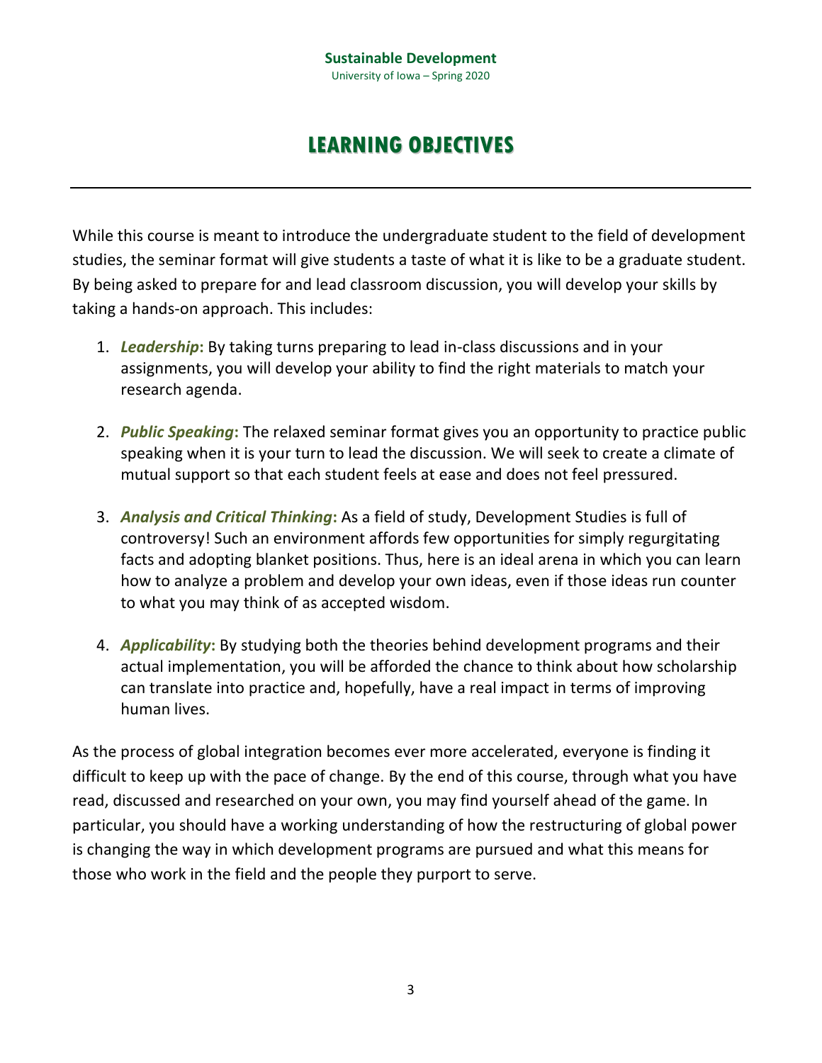# LEARNING OBJECTIVES

While this course is meant to introduce the undergraduate student to the field of development studies, the seminar format will give students a taste of what it is like to be a graduate student. By being asked to prepare for and lead classroom discussion, you will develop your skills by taking a hands-on approach. This includes:

1. ***Leadership*: By taking turns preparing to lead in-class discussions and in your assignments, you will develop your ability to find the right materials to match your research agenda.

2. ***Public Speaking*: The relaxed seminar format gives you an opportunity to practice public speaking when it is your turn to lead the discussion. We will seek to create a climate of mutual support so that each student feels at ease and does not feel pressured.

3. ***Analysis and Critical Thinking*: As a field of study, Development Studies is full of controversy! Such an environment affords few opportunities for simply regurgitating facts and adopting blanket positions. Thus, here is an ideal arena in which you can learn how to analyze a problem and develop your own ideas, even if those ideas run counter to what you may think of as accepted wisdom.

4. ***Applicability*: By studying both the theories behind development programs and their actual implementation, you will be afforded the chance to think about how scholarship can translate into practice and, hopefully, have a real impact in terms of improving human lives.

As the process of global integration becomes ever more accelerated, everyone is finding it difficult to keep up with the pace of change. By the end of this course, through what you have read, discussed and researched on your own, you may find yourself ahead of the game. In particular, you should have a working understanding of how the restructuring of global power is changing the way in which development programs are pursued and what this means for those who work in the field and the people they purport to serve.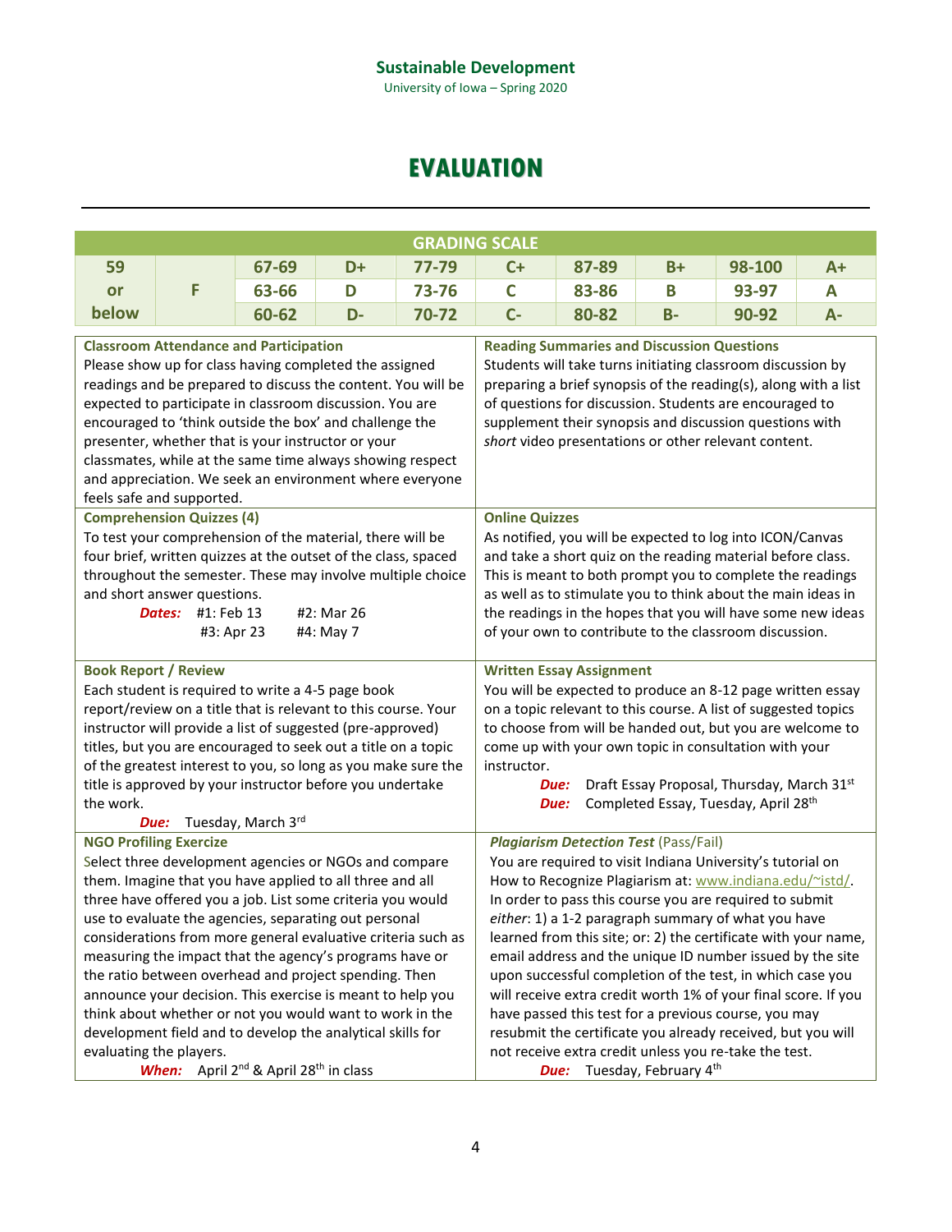Sustainable Development
University of Iowa – Spring 2020

# EVALUATION

| GRADING SCALE | | | | | | | | | |
|---|---|---|---|---|---|---|---|---|---|
| 59 or below | F | 67-69 | D+ | 77-79 | C+ | 87-89 | B+ | 98-100 | A+ |
| | | 63-66 | D | 73-76 | C | 83-86 | B | 93-97 | A |
| | | 60-62 | D- | 70-72 | C- | 80-82 | B- | 90-92 | A- |

**Classroom Attendance and Participation**
Please show up for class having completed the assigned readings and be prepared to discuss the content. You will be expected to participate in classroom discussion. You are encouraged to 'think outside the box' and challenge the presenter, whether that is your instructor or your classmates, while at the same time always showing respect and appreciation. We seek an environment where everyone feels safe and supported.

**Reading Summaries and Discussion Questions**
Students will take turns initiating classroom discussion by preparing a brief synopsis of the reading(s), along with a list of questions for discussion. Students are encouraged to supplement their synopsis and discussion questions with *short* video presentations or other relevant content.

**Comprehension Quizzes (4)**
To test your comprehension of the material, there will be four brief, written quizzes at the outset of the class, spaced throughout the semester. These may involve multiple choice and short answer questions.

***Dates:*** #1: Feb 13 #2: Mar 26 #3: Apr 23 #4: May 7

**Online Quizzes**
As notified, you will be expected to log into ICON/Canvas and take a short quiz on the reading material before class. This is meant to both prompt you to complete the readings as well as to stimulate you to think about the main ideas in the readings in the hopes that you will have some new ideas of your own to contribute to the classroom discussion.

**Book Report / Review**
Each student is required to write a 4-5 page book report/review on a title that is relevant to this course. Your instructor will provide a list of suggested (pre-approved) titles, but you are encouraged to seek out a title on a topic of the greatest interest to you, so long as you make sure the title is approved by your instructor before you undertake the work.

***Due:*** Tuesday, March 3rd

**Written Essay Assignment**
You will be expected to produce an 8-12 page written essay on a topic relevant to this course. A list of suggested topics to choose from will be handed out, but you are welcome to come up with your own topic in consultation with your instructor.

***Due:*** Draft Essay Proposal, Thursday, March 31st
***Due:*** Completed Essay, Tuesday, April 28th

**NGO Profiling Exercise**
Select three development agencies or NGOs and compare them. Imagine that you have applied to all three and all three have offered you a job. List some criteria you would use to evaluate the agencies, separating out personal considerations from more general evaluative criteria such as measuring the impact that the agency's programs have or the ratio between overhead and project spending. Then announce your decision. This exercise is meant to help you think about whether or not you would want to work in the development field and to develop the analytical skills for evaluating the players.

***When:*** April 2nd & April 28th in class

***Plagiarism Detection Test*** (Pass/Fail)
You are required to visit Indiana University's tutorial on How to Recognize Plagiarism at: www.indiana.edu/~istd/. In order to pass this course you are required to submit *either*: 1) a 1-2 paragraph summary of what you have learned from this site; or: 2) the certificate with your name, email address and the unique ID number issued by the site upon successful completion of the test, in which case you will receive extra credit worth 1% of your final score. If you have passed this test for a previous course, you may resubmit the certificate you already received, but you will not receive extra credit unless you re-take the test.

***Due:*** Tuesday, February 4th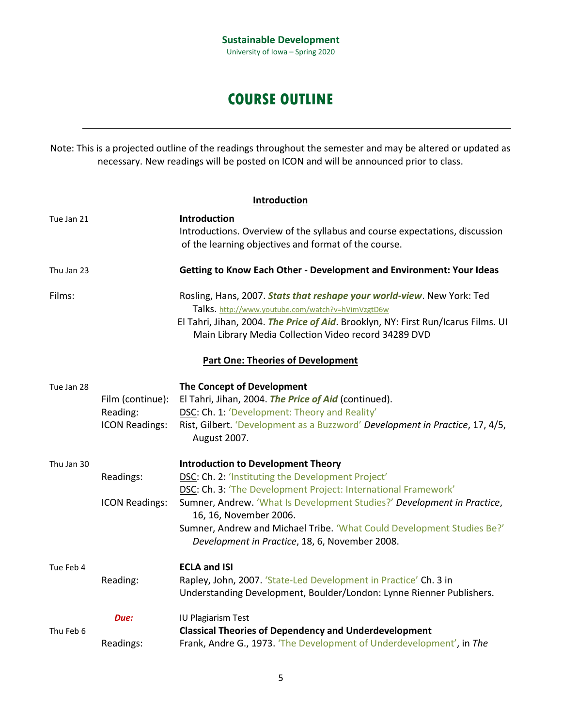**Sustainable Development**
University of Iowa – Spring 2020

# COURSE OUTLINE

---

Note: This is a projected outline of the readings throughout the semester and may be altered or updated as necessary. New readings will be posted on ICON and will be announced prior to class.

## Introduction

**Tue Jan 21** — **Introduction**
Introductions. Overview of the syllabus and course expectations, discussion of the learning objectives and format of the course.

**Thu Jan 23** — **Getting to Know Each Other - Development and Environment: Your Ideas**

Films:
- Rosling, Hans, 2007. ***Stats that reshape your world-view***. New York: Ted Talks. http://www.youtube.com/watch?v=hVimVzgtD6w
- El Tahri, Jihan, 2004. ***The Price of Aid***. Brooklyn, NY: First Run/Icarus Films. UI Main Library Media Collection Video record 34289 DVD

## Part One: Theories of Development

**Tue Jan 28** — **The Concept of Development**
- Film (continue): El Tahri, Jihan, 2004. ***The Price of Aid*** (continued).
- Reading: DSC: Ch. 1: 'Development: Theory and Reality'
- ICON Readings: Rist, Gilbert. 'Development as a Buzzword' *Development in Practice*, 17, 4/5, August 2007.

**Thu Jan 30** — **Introduction to Development Theory**
- Readings: DSC: Ch. 2: 'Instituting the Development Project'
  DSC: Ch. 3: 'The Development Project: International Framework'
- ICON Readings: Sumner, Andrew. 'What Is Development Studies?' *Development in Practice*, 16, 16, November 2006.
  Sumner, Andrew and Michael Tribe. 'What Could Development Studies Be?' *Development in Practice*, 18, 6, November 2008.

**Tue Feb 4** — **ECLA and ISI**
- Reading: Rapley, John, 2007. 'State-Led Development in Practice' Ch. 3 in Understanding Development, Boulder/London: Lynne Rienner Publishers.

***Due:*** IU Plagiarism Test

**Thu Feb 6** — **Classical Theories of Dependency and Underdevelopment**
- Readings: Frank, Andre G., 1973. 'The Development of Underdevelopment', in *The*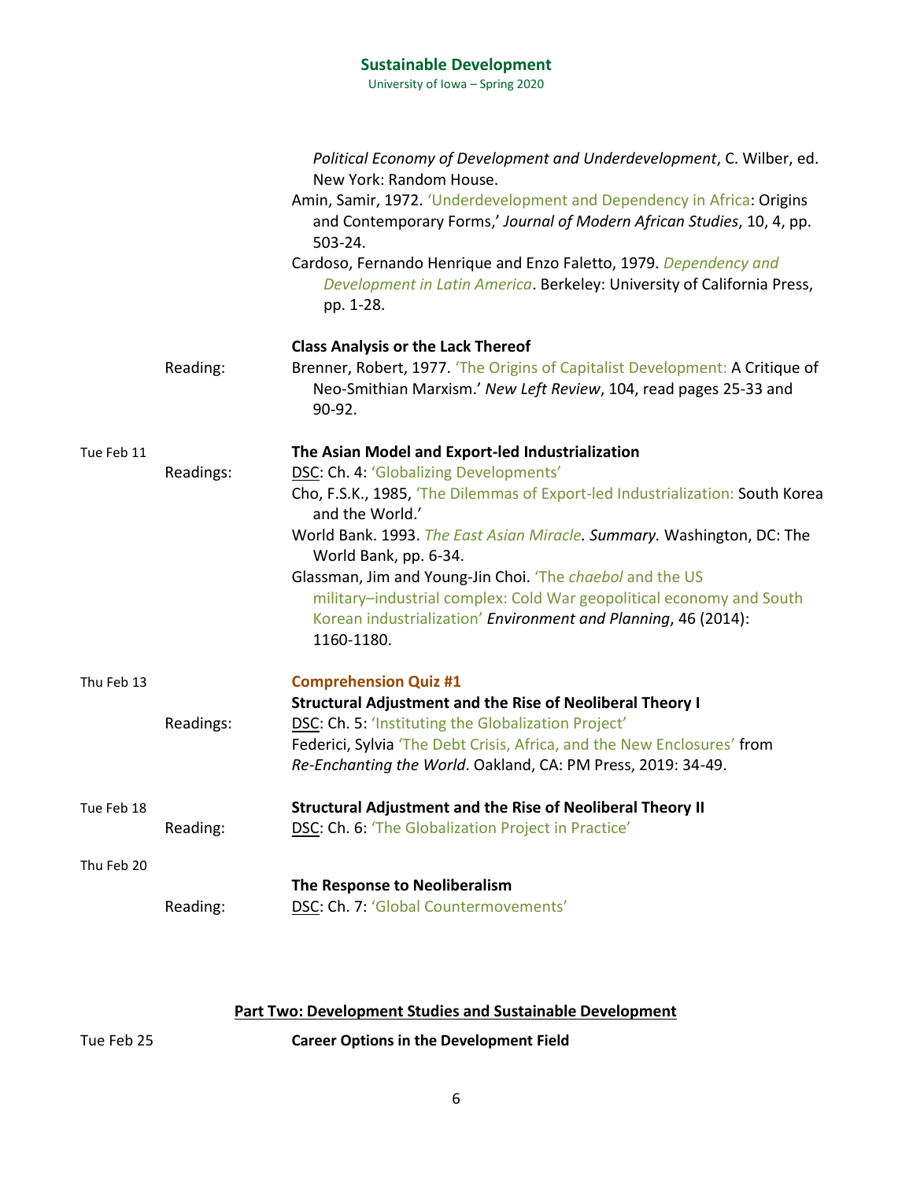*Political Economy of Development and Underdevelopment*, C. Wilber, ed. New York: Random House.

Amin, Samir, 1972. 'Underdevelopment and Dependency in Africa: Origins and Contemporary Forms,' *Journal of Modern African Studies*, 10, 4, pp. 503-24.

Cardoso, Fernando Henrique and Enzo Faletto, 1979. *Dependency and Development in Latin America*. Berkeley: University of California Press, pp. 1-28.

**Class Analysis or the Lack Thereof**

Reading: Brenner, Robert, 1977. 'The Origins of Capitalist Development: A Critique of Neo-Smithian Marxism.' *New Left Review*, 104, read pages 25-33 and 90-92.

Tue Feb 11 — **The Asian Model and Export-led Industrialization**

Readings:
DSC: Ch. 4: 'Globalizing Developments'
Cho, F.S.K., 1985, 'The Dilemmas of Export-led Industrialization: South Korea and the World.'
World Bank. 1993. *The East Asian Miracle. Summary.* Washington, DC: The World Bank, pp. 6-34.
Glassman, Jim and Young-Jin Choi. 'The *chaebol* and the US military–industrial complex: Cold War geopolitical economy and South Korean industrialization' *Environment and Planning*, 46 (2014): 1160-1180.

Thu Feb 13 — **Comprehension Quiz #1**

**Structural Adjustment and the Rise of Neoliberal Theory I**

Readings:
DSC: Ch. 5: 'Instituting the Globalization Project'
Federici, Sylvia 'The Debt Crisis, Africa, and the New Enclosures' from *Re-Enchanting the World*. Oakland, CA: PM Press, 2019: 34-49.

Tue Feb 18 — **Structural Adjustment and the Rise of Neoliberal Theory II**

Reading: DSC: Ch. 6: 'The Globalization Project in Practice'

Thu Feb 20 — **The Response to Neoliberalism**

Reading: DSC: Ch. 7: 'Global Countermovements'

## Part Two: Development Studies and Sustainable Development

Tue Feb 25 — **Career Options in the Development Field**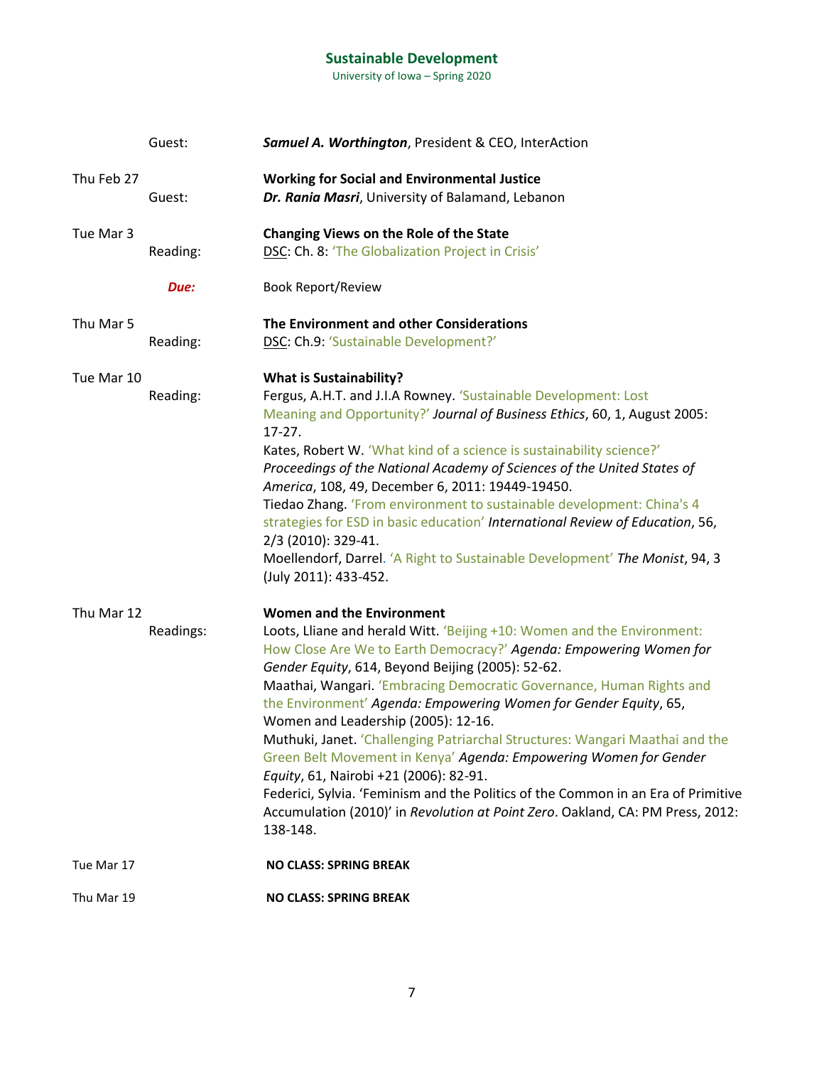| | | |
|---|---|---|
| | Guest: | ***Samuel A. Worthington***, President & CEO, InterAction |
| Thu Feb 27 | | **Working for Social and Environmental Justice** |
| | Guest: | ***Dr. Rania Masri***, University of Balamand, Lebanon |
| Tue Mar 3 | | **Changing Views on the Role of the State** |
| | Reading: | DSC: Ch. 8: 'The Globalization Project in Crisis' |
| | ***Due:*** | Book Report/Review |
| Thu Mar 5 | | **The Environment and other Considerations** |
| | Reading: | DSC: Ch.9: 'Sustainable Development?' |
| Tue Mar 10 | | **What is Sustainability?** |
| | Reading: | Fergus, A.H.T. and J.I.A Rowney. 'Sustainable Development: Lost Meaning and Opportunity?' *Journal of Business Ethics*, 60, 1, August 2005: 17-27.<br>Kates, Robert W. 'What kind of a science is sustainability science?' *Proceedings of the National Academy of Sciences of the United States of America*, 108, 49, December 6, 2011: 19449-19450.<br>Tiedao Zhang. 'From environment to sustainable development: China's 4 strategies for ESD in basic education' *International Review of Education*, 56, 2/3 (2010): 329-41.<br>Moellendorf, Darrel. 'A Right to Sustainable Development' *The Monist*, 94, 3 (July 2011): 433-452. |
| Thu Mar 12 | | **Women and the Environment** |
| | Readings: | Loots, Lliane and herald Witt. 'Beijing +10: Women and the Environment: How Close Are We to Earth Democracy?' *Agenda: Empowering Women for Gender Equity*, 614, Beyond Beijing (2005): 52-62.<br>Maathai, Wangari. 'Embracing Democratic Governance, Human Rights and the Environment' *Agenda: Empowering Women for Gender Equity*, 65, Women and Leadership (2005): 12-16.<br>Muthuki, Janet. 'Challenging Patriarchal Structures: Wangari Maathai and the Green Belt Movement in Kenya' *Agenda: Empowering Women for Gender Equity*, 61, Nairobi +21 (2006): 82-91.<br>Federici, Sylvia. 'Feminism and the Politics of the Common in an Era of Primitive Accumulation (2010)' in *Revolution at Point Zero*. Oakland, CA: PM Press, 2012: 138-148. |
| Tue Mar 17 | | **NO CLASS: SPRING BREAK** |
| Thu Mar 19 | | **NO CLASS: SPRING BREAK** |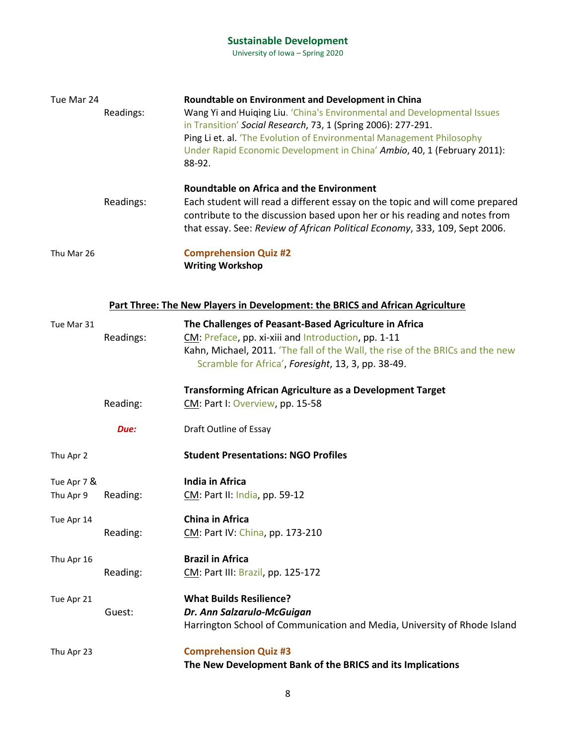Tue Mar 24

**Roundtable on Environment and Development in China**

Readings: Wang Yi and Huiqing Liu. 'China's Environmental and Developmental Issues in Transition' *Social Research*, 73, 1 (Spring 2006): 277-291.
Ping Li et. al. 'The Evolution of Environmental Management Philosophy Under Rapid Economic Development in China' *Ambio*, 40, 1 (February 2011): 88-92.

**Roundtable on Africa and the Environment**

Readings: Each student will read a different essay on the topic and will come prepared contribute to the discussion based upon her or his reading and notes from that essay. See: *Review of African Political Economy*, 333, 109, Sept 2006.

Thu Mar 26

**Comprehension Quiz #2**
**Writing Workshop**

## Part Three: The New Players in Development: the BRICS and African Agriculture

Tue Mar 31

**The Challenges of Peasant-Based Agriculture in Africa**

Readings: CM: Preface, pp. xi-xiii and Introduction, pp. 1-11
Kahn, Michael, 2011. 'The fall of the Wall, the rise of the BRICs and the new Scramble for Africa', *Foresight*, 13, 3, pp. 38-49.

**Transforming African Agriculture as a Development Target**

Reading: CM: Part I: Overview, pp. 15-58

***Due:*** Draft Outline of Essay

Thu Apr 2

**Student Presentations: NGO Profiles**

Tue Apr 7 & Thu Apr 9

**India in Africa**

Reading: CM: Part II: India, pp. 59-12

Tue Apr 14

**China in Africa**

Reading: CM: Part IV: China, pp. 173-210

Thu Apr 16

**Brazil in Africa**

Reading: CM: Part III: Brazil, pp. 125-172

Tue Apr 21

**What Builds Resilience?**

Guest: ***Dr. Ann Salzarulo-McGuigan***
Harrington School of Communication and Media, University of Rhode Island

Thu Apr 23

**Comprehension Quiz #3**
**The New Development Bank of the BRICS and its Implications**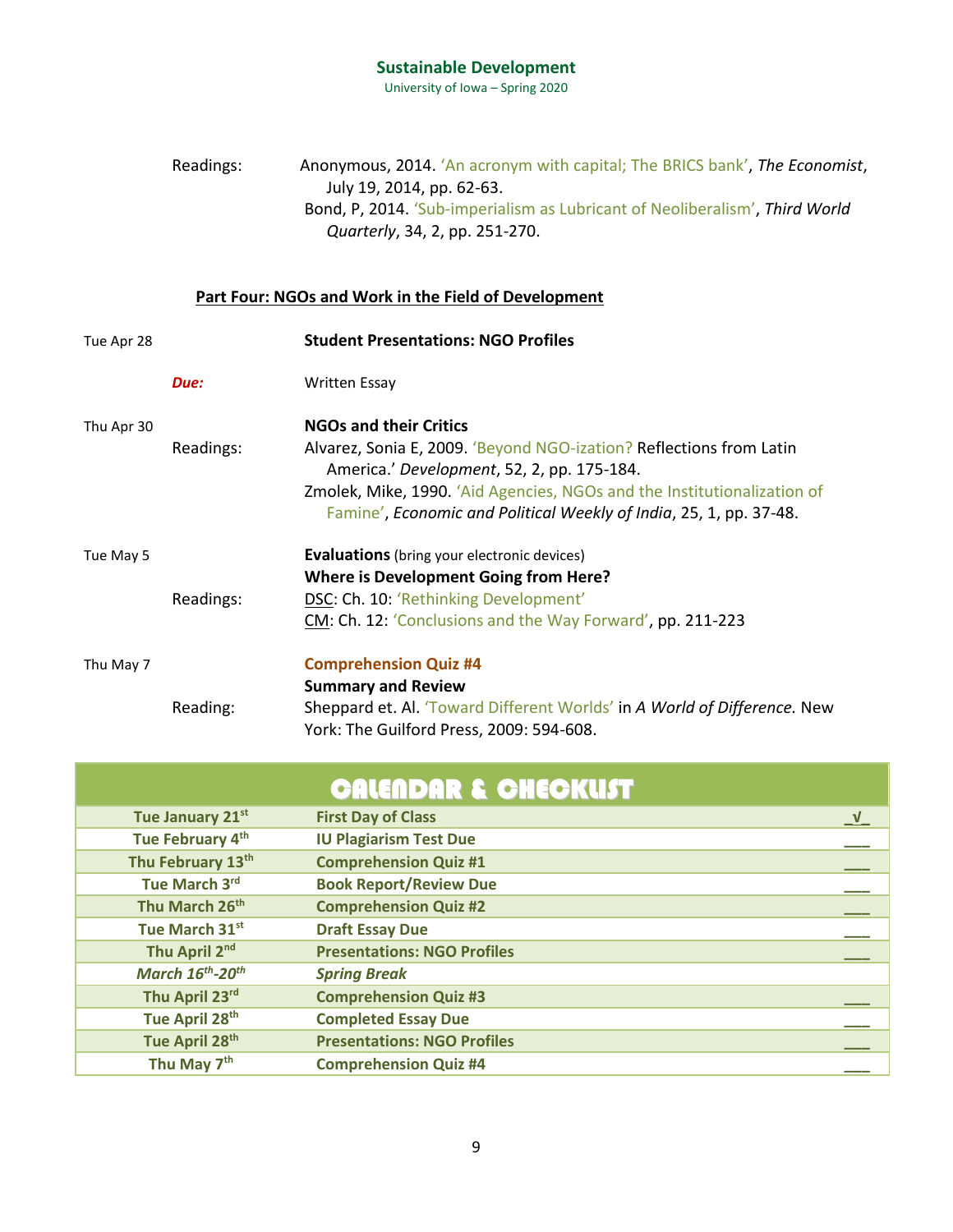Readings: Anonymous, 2014. 'An acronym with capital; The BRICS bank', *The Economist*, July 19, 2014, pp. 62-63.
Bond, P, 2014. 'Sub-imperialism as Lubricant of Neoliberalism', *Third World Quarterly*, 34, 2, pp. 251-270.

## Part Four: NGOs and Work in the Field of Development

**Tue Apr 28** — **Student Presentations: NGO Profiles**

***Due:*** Written Essay

**Thu Apr 30** — **NGOs and their Critics**

Readings:
Alvarez, Sonia E, 2009. 'Beyond NGO-ization? Reflections from Latin America.' *Development*, 52, 2, pp. 175-184.
Zmolek, Mike, 1990. 'Aid Agencies, NGOs and the Institutionalization of Famine', *Economic and Political Weekly of India*, 25, 1, pp. 37-48.

**Tue May 5** — **Evaluations** (bring your electronic devices)
**Where is Development Going from Here?**

Readings:
DSC: Ch. 10: 'Rethinking Development'
CM: Ch. 12: 'Conclusions and the Way Forward', pp. 211-223

**Thu May 7** — **Comprehension Quiz #4**
**Summary and Review**

Reading: Sheppard et. Al. 'Toward Different Worlds' in *A World of Difference.* New York: The Guilford Press, 2009: 594-608.

## CALENDAR & CHECKLIST

| Date | Item | |
|---|---|---|
| Tue January 21st | First Day of Class | _√_ |
| Tue February 4th | IU Plagiarism Test Due | ___ |
| Thu February 13th | Comprehension Quiz #1 | ___ |
| Tue March 3rd | Book Report/Review Due | ___ |
| Thu March 26th | Comprehension Quiz #2 | ___ |
| Tue March 31st | Draft Essay Due | ___ |
| Thu April 2nd | Presentations: NGO Profiles | ___ |
| *March 16th-20th* | *Spring Break* | |
| Thu April 23rd | Comprehension Quiz #3 | ___ |
| Tue April 28th | Completed Essay Due | ___ |
| Tue April 28th | Presentations: NGO Profiles | ___ |
| Thu May 7th | Comprehension Quiz #4 | ___ |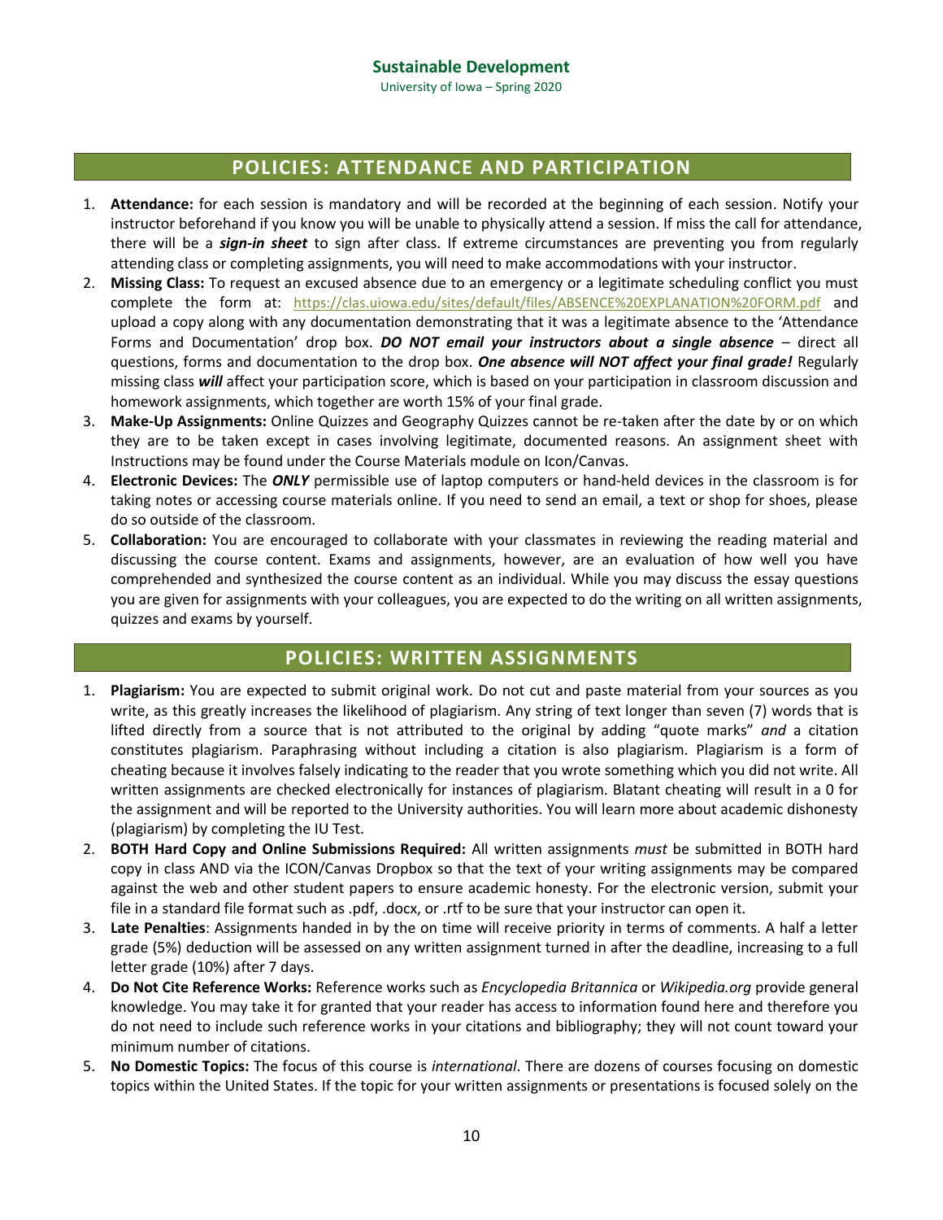## POLICIES: ATTENDANCE AND PARTICIPATION

1. **Attendance:** for each session is mandatory and will be recorded at the beginning of each session. Notify your instructor beforehand if you know you will be unable to physically attend a session. If miss the call for attendance, there will be a ***sign-in sheet*** to sign after class. If extreme circumstances are preventing you from regularly attending class or completing assignments, you will need to make accommodations with your instructor.
2. **Missing Class:** To request an excused absence due to an emergency or a legitimate scheduling conflict you must complete the form at: https://clas.uiowa.edu/sites/default/files/ABSENCE%20EXPLANATION%20FORM.pdf and upload a copy along with any documentation demonstrating that it was a legitimate absence to the 'Attendance Forms and Documentation' drop box. ***DO NOT email your instructors about a single absence*** – direct all questions, forms and documentation to the drop box. ***One absence will NOT affect your final grade!*** Regularly missing class ***will*** affect your participation score, which is based on your participation in classroom discussion and homework assignments, which together are worth 15% of your final grade.
3. **Make-Up Assignments:** Online Quizzes and Geography Quizzes cannot be re-taken after the date by or on which they are to be taken except in cases involving legitimate, documented reasons. An assignment sheet with Instructions may be found under the Course Materials module on Icon/Canvas.
4. **Electronic Devices:** The ***ONLY*** permissible use of laptop computers or hand-held devices in the classroom is for taking notes or accessing course materials online. If you need to send an email, a text or shop for shoes, please do so outside of the classroom.
5. **Collaboration:** You are encouraged to collaborate with your classmates in reviewing the reading material and discussing the course content. Exams and assignments, however, are an evaluation of how well you have comprehended and synthesized the course content as an individual. While you may discuss the essay questions you are given for assignments with your colleagues, you are expected to do the writing on all written assignments, quizzes and exams by yourself.

## POLICIES: WRITTEN ASSIGNMENTS

1. **Plagiarism:** You are expected to submit original work. Do not cut and paste material from your sources as you write, as this greatly increases the likelihood of plagiarism. Any string of text longer than seven (7) words that is lifted directly from a source that is not attributed to the original by adding "quote marks" *and* a citation constitutes plagiarism. Paraphrasing without including a citation is also plagiarism. Plagiarism is a form of cheating because it involves falsely indicating to the reader that you wrote something which you did not write. All written assignments are checked electronically for instances of plagiarism. Blatant cheating will result in a 0 for the assignment and will be reported to the University authorities. You will learn more about academic dishonesty (plagiarism) by completing the IU Test.
2. **BOTH Hard Copy and Online Submissions Required:** All written assignments *must* be submitted in BOTH hard copy in class AND via the ICON/Canvas Dropbox so that the text of your writing assignments may be compared against the web and other student papers to ensure academic honesty. For the electronic version, submit your file in a standard file format such as .pdf, .docx, or .rtf to be sure that your instructor can open it.
3. **Late Penalties**: Assignments handed in by the on time will receive priority in terms of comments. A half a letter grade (5%) deduction will be assessed on any written assignment turned in after the deadline, increasing to a full letter grade (10%) after 7 days.
4. **Do Not Cite Reference Works:** Reference works such as *Encyclopedia Britannica* or *Wikipedia.org* provide general knowledge. You may take it for granted that your reader has access to information found here and therefore you do not need to include such reference works in your citations and bibliography; they will not count toward your minimum number of citations.
5. **No Domestic Topics:** The focus of this course is *international*. There are dozens of courses focusing on domestic topics within the United States. If the topic for your written assignments or presentations is focused solely on the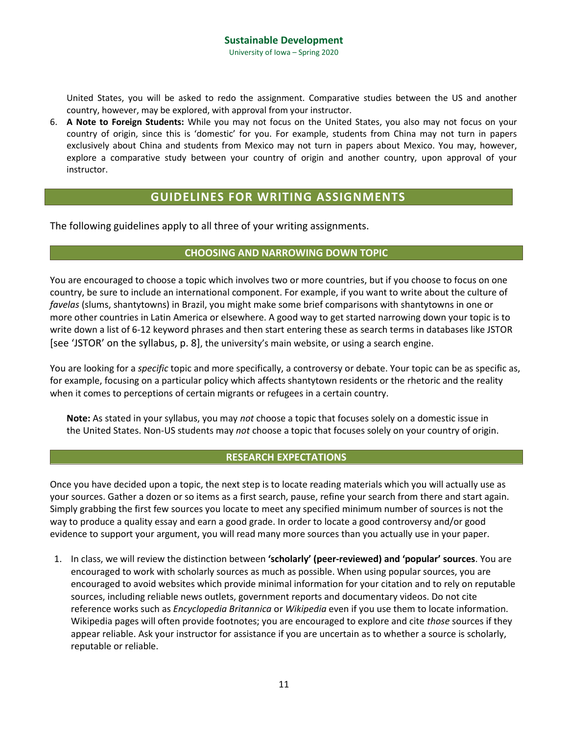United States, you will be asked to redo the assignment. Comparative studies between the US and another country, however, may be explored, with approval from your instructor.

6. **A Note to Foreign Students:** While you may not focus on the United States, you also may not focus on your country of origin, since this is 'domestic' for you. For example, students from China may not turn in papers exclusively about China and students from Mexico may not turn in papers about Mexico. You may, however, explore a comparative study between your country of origin and another country, upon approval of your instructor.

## GUIDELINES FOR WRITING ASSIGNMENTS

The following guidelines apply to all three of your writing assignments.

### CHOOSING AND NARROWING DOWN TOPIC

You are encouraged to choose a topic which involves two or more countries, but if you choose to focus on one country, be sure to include an international component. For example, if you want to write about the culture of *favelas* (slums, shantytowns) in Brazil, you might make some brief comparisons with shantytowns in one or more other countries in Latin America or elsewhere. A good way to get started narrowing down your topic is to write down a list of 6-12 keyword phrases and then start entering these as search terms in databases like JSTOR [see 'JSTOR' on the syllabus, p. 8], the university's main website, or using a search engine.

You are looking for a *specific* topic and more specifically, a controversy or debate. Your topic can be as specific as, for example, focusing on a particular policy which affects shantytown residents or the rhetoric and the reality when it comes to perceptions of certain migrants or refugees in a certain country.

**Note:** As stated in your syllabus, you may *not* choose a topic that focuses solely on a domestic issue in the United States. Non-US students may *not* choose a topic that focuses solely on your country of origin.

### RESEARCH EXPECTATIONS

Once you have decided upon a topic, the next step is to locate reading materials which you will actually use as your sources. Gather a dozen or so items as a first search, pause, refine your search from there and start again. Simply grabbing the first few sources you locate to meet any specified minimum number of sources is not the way to produce a quality essay and earn a good grade. In order to locate a good controversy and/or good evidence to support your argument, you will read many more sources than you actually use in your paper.

1. In class, we will review the distinction between **'scholarly' (peer-reviewed) and 'popular' sources**. You are encouraged to work with scholarly sources as much as possible. When using popular sources, you are encouraged to avoid websites which provide minimal information for your citation and to rely on reputable sources, including reliable news outlets, government reports and documentary videos. Do not cite reference works such as *Encyclopedia Britannica* or *Wikipedia* even if you use them to locate information. Wikipedia pages will often provide footnotes; you are encouraged to explore and cite *those* sources if they appear reliable. Ask your instructor for assistance if you are uncertain as to whether a source is scholarly, reputable or reliable.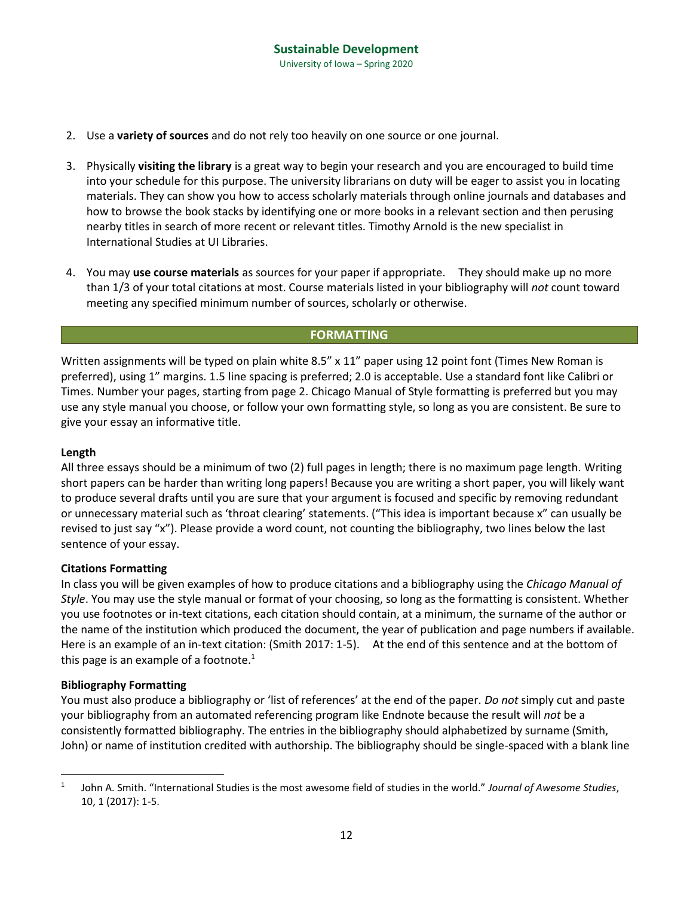2. Use a **variety of sources** and do not rely too heavily on one source or one journal.

3. Physically **visiting the library** is a great way to begin your research and you are encouraged to build time into your schedule for this purpose. The university librarians on duty will be eager to assist you in locating materials. They can show you how to access scholarly materials through online journals and databases and how to browse the book stacks by identifying one or more books in a relevant section and then perusing nearby titles in search of more recent or relevant titles. Timothy Arnold is the new specialist in International Studies at UI Libraries.

4. You may **use course materials** as sources for your paper if appropriate. They should make up no more than 1/3 of your total citations at most. Course materials listed in your bibliography will *not* count toward meeting any specified minimum number of sources, scholarly or otherwise.

## FORMATTING

Written assignments will be typed on plain white 8.5" x 11" paper using 12 point font (Times New Roman is preferred), using 1" margins. 1.5 line spacing is preferred; 2.0 is acceptable. Use a standard font like Calibri or Times. Number your pages, starting from page 2. Chicago Manual of Style formatting is preferred but you may use any style manual you choose, or follow your own formatting style, so long as you are consistent. Be sure to give your essay an informative title.

### Length

All three essays should be a minimum of two (2) full pages in length; there is no maximum page length. Writing short papers can be harder than writing long papers! Because you are writing a short paper, you will likely want to produce several drafts until you are sure that your argument is focused and specific by removing redundant or unnecessary material such as 'throat clearing' statements. ("This idea is important because x" can usually be revised to just say "x"). Please provide a word count, not counting the bibliography, two lines below the last sentence of your essay.

### Citations Formatting

In class you will be given examples of how to produce citations and a bibliography using the *Chicago Manual of Style*. You may use the style manual or format of your choosing, so long as the formatting is consistent. Whether you use footnotes or in-text citations, each citation should contain, at a minimum, the surname of the author or the name of the institution which produced the document, the year of publication and page numbers if available. Here is an example of an in-text citation: (Smith 2017: 1-5). At the end of this sentence and at the bottom of this page is an example of a footnote.[1]

### Bibliography Formatting

You must also produce a bibliography or 'list of references' at the end of the paper. *Do not* simply cut and paste your bibliography from an automated referencing program like Endnote because the result will *not* be a consistently formatted bibliography. The entries in the bibliography should alphabetized by surname (Smith, John) or name of institution credited with authorship. The bibliography should be single-spaced with a blank line

---

[1] John A. Smith. "International Studies is the most awesome field of studies in the world." *Journal of Awesome Studies*, 10, 1 (2017): 1-5.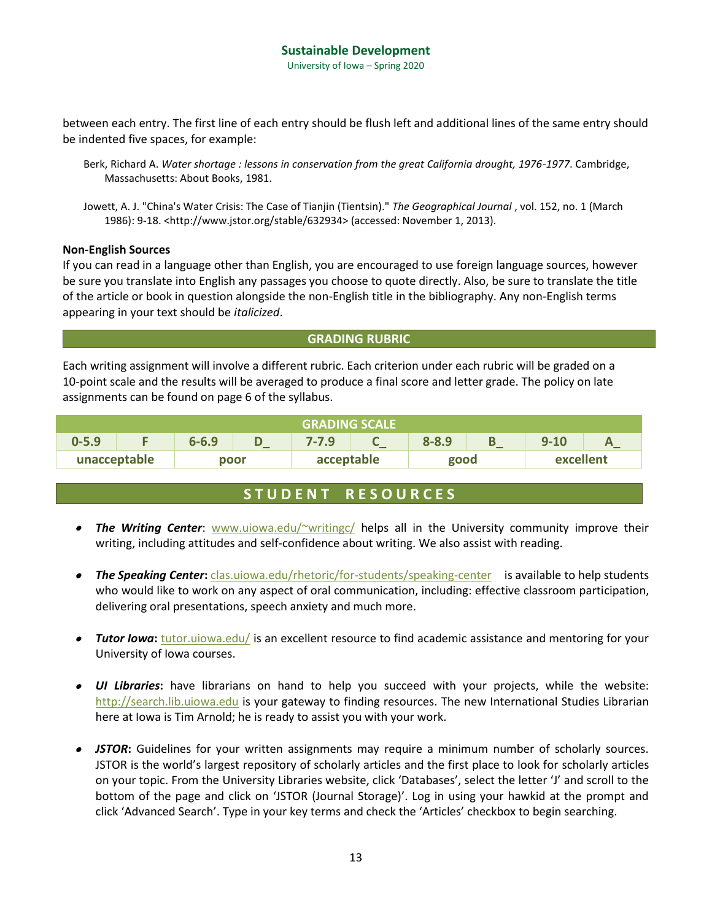between each entry. The first line of each entry should be flush left and additional lines of the same entry should be indented five spaces, for example:

> Berk, Richard A. *Water shortage : lessons in conservation from the great California drought, 1976-1977*. Cambridge, Massachusetts: About Books, 1981.

> Jowett, A. J. "China's Water Crisis: The Case of Tianjin (Tientsin)." *The Geographical Journal* , vol. 152, no. 1 (March 1986): 9-18. <http://www.jstor.org/stable/632934> (accessed: November 1, 2013).

**Non-English Sources**

If you can read in a language other than English, you are encouraged to use foreign language sources, however be sure you translate into English any passages you choose to quote directly. Also, be sure to translate the title of the article or book in question alongside the non-English title in the bibliography. Any non-English terms appearing in your text should be *italicized*.

## GRADING RUBRIC

Each writing assignment will involve a different rubric. Each criterion under each rubric will be graded on a 10-point scale and the results will be averaged to produce a final score and letter grade. The policy on late assignments can be found on page 6 of the syllabus.

| GRADING SCALE | | | | | | | | | |
|---|---|---|---|---|---|---|---|---|---|
| 0-5.9 | F | 6-6.9 | D_ | 7-7.9 | C_ | 8-8.9 | B_ | 9-10 | A_ |
| unacceptable | | poor | | acceptable | | good | | excellent | |

## STUDENT RESOURCES

- ***The Writing Center***: www.uiowa.edu/~writingc/ helps all in the University community improve their writing, including attitudes and self-confidence about writing. We also assist with reading.
- ***The Speaking Center*****:** clas.uiowa.edu/rhetoric/for-students/speaking-center is available to help students who would like to work on any aspect of oral communication, including: effective classroom participation, delivering oral presentations, speech anxiety and much more.
- ***Tutor Iowa*****:** tutor.uiowa.edu/ is an excellent resource to find academic assistance and mentoring for your University of Iowa courses.
- ***UI Libraries*****:** have librarians on hand to help you succeed with your projects, while the website: http://search.lib.uiowa.edu is your gateway to finding resources. The new International Studies Librarian here at Iowa is Tim Arnold; he is ready to assist you with your work.
- ***JSTOR*****:** Guidelines for your written assignments may require a minimum number of scholarly sources. JSTOR is the world's largest repository of scholarly articles and the first place to look for scholarly articles on your topic. From the University Libraries website, click 'Databases', select the letter 'J' and scroll to the bottom of the page and click on 'JSTOR (Journal Storage)'. Log in using your hawkid at the prompt and click 'Advanced Search'. Type in your key terms and check the 'Articles' checkbox to begin searching.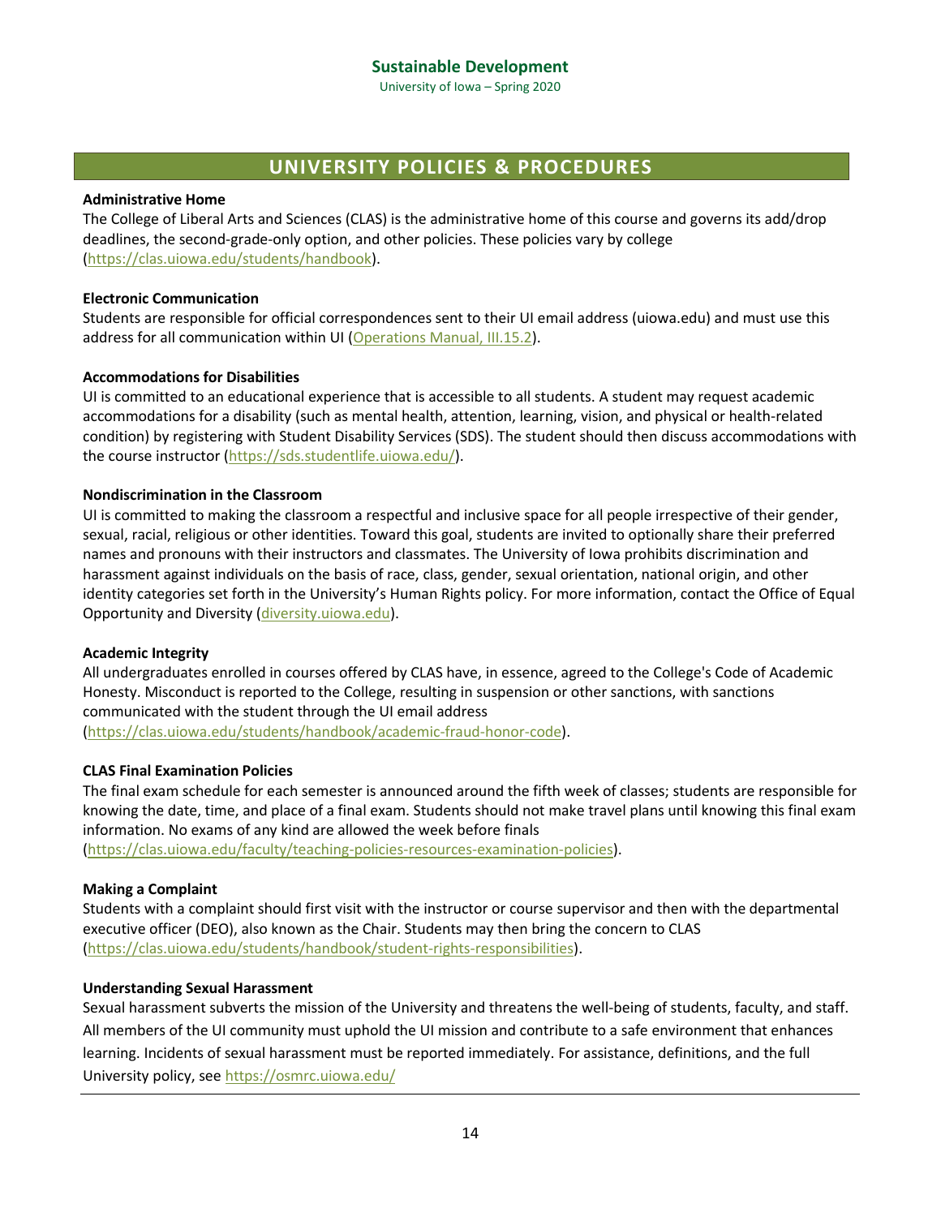## UNIVERSITY POLICIES & PROCEDURES

**Administrative Home**

The College of Liberal Arts and Sciences (CLAS) is the administrative home of this course and governs its add/drop deadlines, the second-grade-only option, and other policies. These policies vary by college (https://clas.uiowa.edu/students/handbook).

**Electronic Communication**

Students are responsible for official correspondences sent to their UI email address (uiowa.edu) and must use this address for all communication within UI (Operations Manual, III.15.2).

**Accommodations for Disabilities**

UI is committed to an educational experience that is accessible to all students. A student may request academic accommodations for a disability (such as mental health, attention, learning, vision, and physical or health-related condition) by registering with Student Disability Services (SDS). The student should then discuss accommodations with the course instructor (https://sds.studentlife.uiowa.edu/).

**Nondiscrimination in the Classroom**

UI is committed to making the classroom a respectful and inclusive space for all people irrespective of their gender, sexual, racial, religious or other identities. Toward this goal, students are invited to optionally share their preferred names and pronouns with their instructors and classmates. The University of Iowa prohibits discrimination and harassment against individuals on the basis of race, class, gender, sexual orientation, national origin, and other identity categories set forth in the University's Human Rights policy. For more information, contact the Office of Equal Opportunity and Diversity (diversity.uiowa.edu).

**Academic Integrity**

All undergraduates enrolled in courses offered by CLAS have, in essence, agreed to the College's Code of Academic Honesty. Misconduct is reported to the College, resulting in suspension or other sanctions, with sanctions communicated with the student through the UI email address (https://clas.uiowa.edu/students/handbook/academic-fraud-honor-code).

**CLAS Final Examination Policies**

The final exam schedule for each semester is announced around the fifth week of classes; students are responsible for knowing the date, time, and place of a final exam. Students should not make travel plans until knowing this final exam information. No exams of any kind are allowed the week before finals (https://clas.uiowa.edu/faculty/teaching-policies-resources-examination-policies).

**Making a Complaint**

Students with a complaint should first visit with the instructor or course supervisor and then with the departmental executive officer (DEO), also known as the Chair. Students may then bring the concern to CLAS (https://clas.uiowa.edu/students/handbook/student-rights-responsibilities).

**Understanding Sexual Harassment**

Sexual harassment subverts the mission of the University and threatens the well-being of students, faculty, and staff. All members of the UI community must uphold the UI mission and contribute to a safe environment that enhances learning. Incidents of sexual harassment must be reported immediately. For assistance, definitions, and the full University policy, see https://osmrc.uiowa.edu/